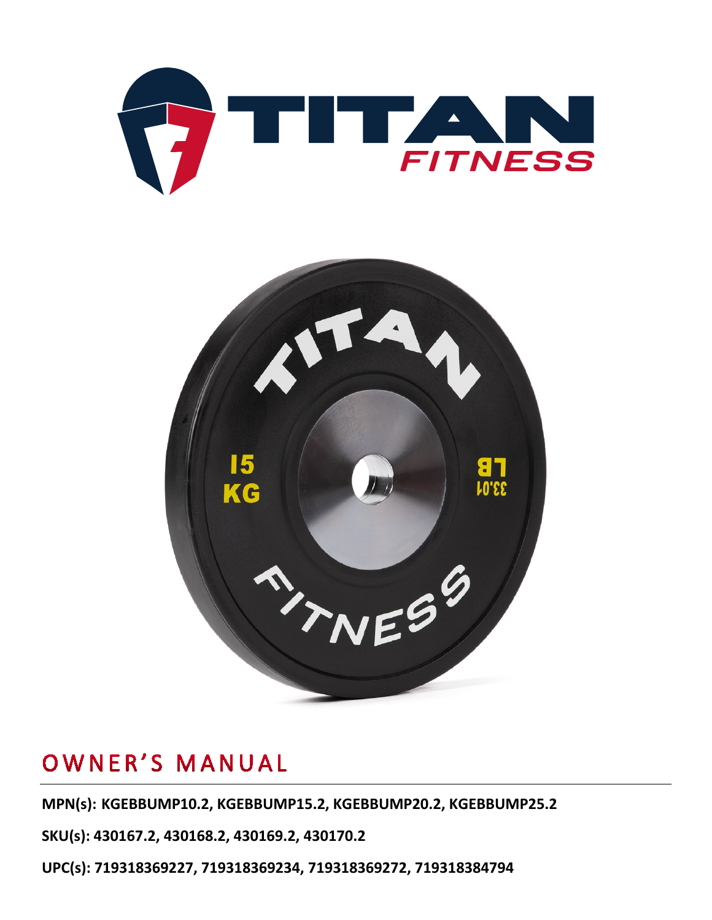# OWNER'S MANUAL

**MPN(s): KGEBBUMP10.2, KGEBBUMP15.2, KGEBBUMP20.2, KGEBBUMP25.2**

**SKU(s): 430167.2, 430168.2, 430169.2, 430170.2**

**UPC(s): 719318369227, 719318369234, 719318369272, 719318384794**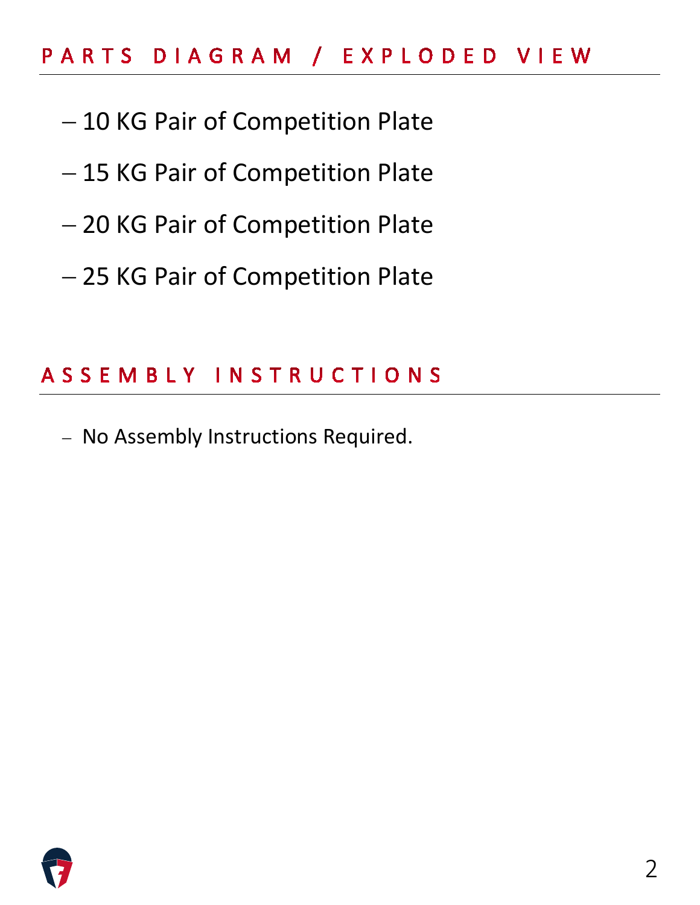## PARTS DIAGRAM / EXPLODED VIEW

- 10 KG Pair of Competition Plate
- 15 KG Pair of Competition Plate
- 20 KG Pair of Competition Plate
- 25 KG Pair of Competition Plate

## ASSEMBLY INSTRUCTIONS

- No Assembly Instructions Required.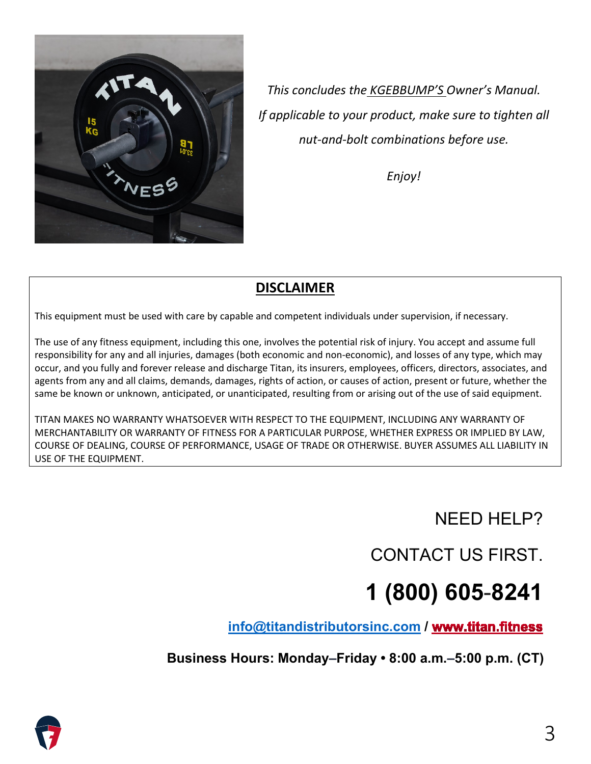*This concludes the KGEBBUMP'S Owner's Manual.*
*If applicable to your product, make sure to tighten all nut-and-bolt combinations before use.*

*Enjoy!*

## DISCLAIMER

This equipment must be used with care by capable and competent individuals under supervision, if necessary.

The use of any fitness equipment, including this one, involves the potential risk of injury. You accept and assume full responsibility for any and all injuries, damages (both economic and non-economic), and losses of any type, which may occur, and you fully and forever release and discharge Titan, its insurers, employees, officers, directors, associates, and agents from any and all claims, demands, damages, rights of action, or causes of action, present or future, whether the same be known or unknown, anticipated, or unanticipated, resulting from or arising out of the use of said equipment.

TITAN MAKES NO WARRANTY WHATSOEVER WITH RESPECT TO THE EQUIPMENT, INCLUDING ANY WARRANTY OF MERCHANTABILITY OR WARRANTY OF FITNESS FOR A PARTICULAR PURPOSE, WHETHER EXPRESS OR IMPLIED BY LAW, COURSE OF DEALING, COURSE OF PERFORMANCE, USAGE OF TRADE OR OTHERWISE. BUYER ASSUMES ALL LIABILITY IN USE OF THE EQUIPMENT.

NEED HELP?

CONTACT US FIRST.

**1 (800) 605-8241**

**info@titandistributorsinc.com / www.titan.fitness**

**Business Hours: Monday–Friday • 8:00 a.m.–5:00 p.m. (CT)**